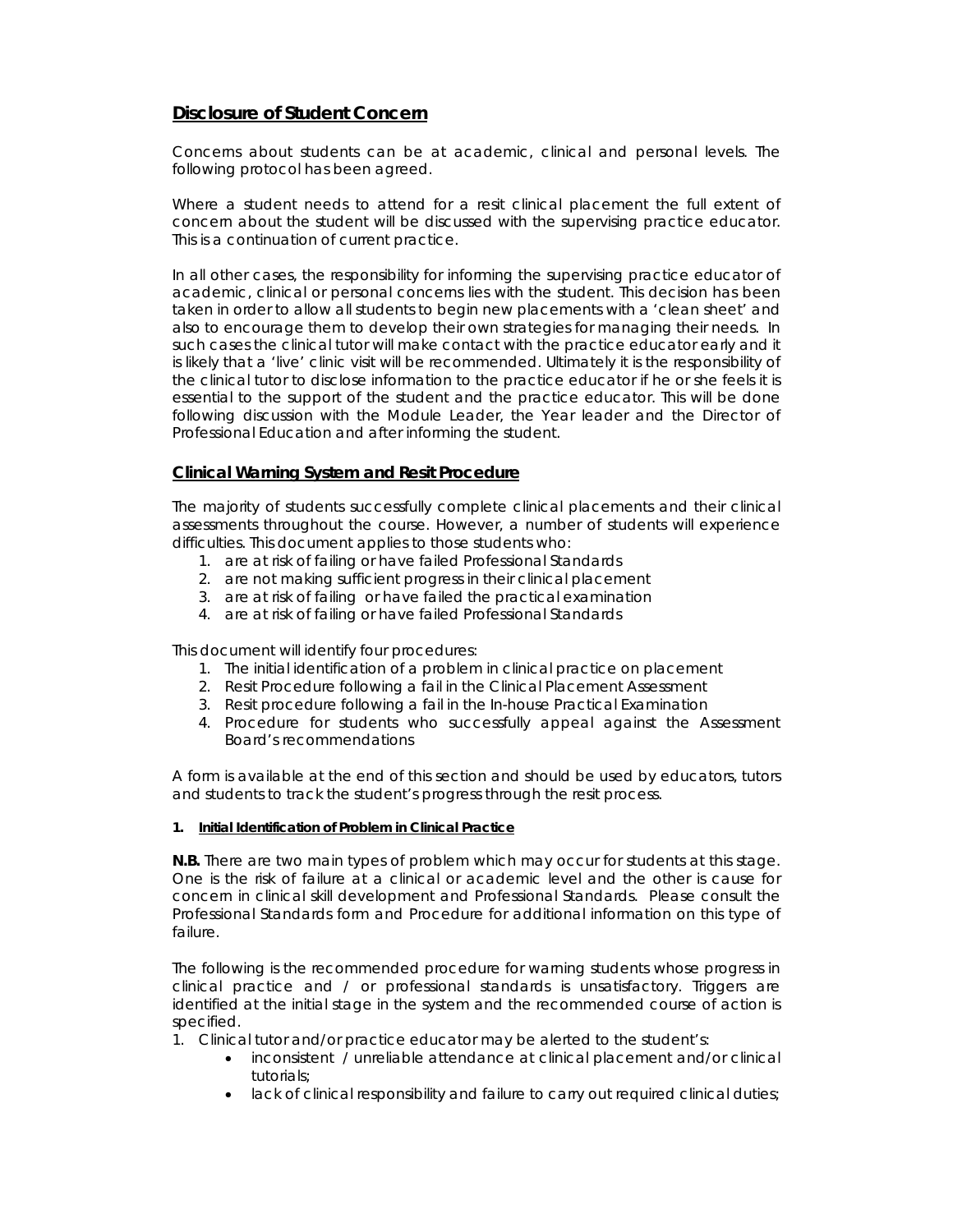## Disclosure of Student Concern

Concerns about students can be at academic, clinical and personal levels. The following protocol has been agreed.

Where a student needs to attend for a resit clinical placement the full extent of concern about the student will be discussed with the supervising practice educator. This is a continuation of current practice.

In all other cases, the responsibility for informing the supervising practice educator of academic, clinical or personal concerns lies with the student. This decision has been taken in order to allow all students to begin new placements with a 'clean sheet' and also to encourage them to develop their own strategies for managing their needs. In such cases the clinical tutor will make contact with the practice educator early and it is likely that a 'live' clinic visit will be recommended. Ultimately it is the responsibility of the clinical tutor to disclose information to the practice educator if he or she feels it is essential to the support of the student and the practice educator. This will be done following discussion with the Module Leader, the Year leader and the Director of Professional Education and after informing the student.

## Clinical Warning System and Resit Procedure

The majority of students successfully complete clinical placements and their clinical assessments throughout the course. However, a number of students will experience difficulties. This document applies to those students who:

1. are at risk of failing or have failed Professional Standards
2. are not making sufficient progress in their clinical placement
3. are at risk of failing or have failed the practical examination
4. are at risk of failing or have failed Professional Standards

This document will identify four procedures:

1. The initial identification of a problem in clinical practice on placement
2. Resit Procedure following a fail in the Clinical Placement Assessment
3. Resit procedure following a fail in the In-house Practical Examination
4. Procedure for students who successfully appeal against the Assessment Board's recommendations

A form is available at the end of this section and should be used by educators, tutors and students to track the student's progress through the resit process.

#### 1. Initial Identification of Problem in Clinical Practice

**N.B.** There are two main types of problem which may occur for students at this stage. One is the risk of failure at a clinical or academic level and the other is cause for concern in clinical skill development and Professional Standards. Please consult the Professional Standards form and Procedure for additional information on this type of failure.

The following is the recommended procedure for warning students whose progress in clinical practice and / or professional standards is unsatisfactory. Triggers are identified at the initial stage in the system and the recommended course of action is specified.

1. Clinical tutor and/or practice educator may be alerted to the student's:
    - inconsistent / unreliable attendance at clinical placement and/or clinical tutorials;
    - lack of clinical responsibility and failure to carry out required clinical duties;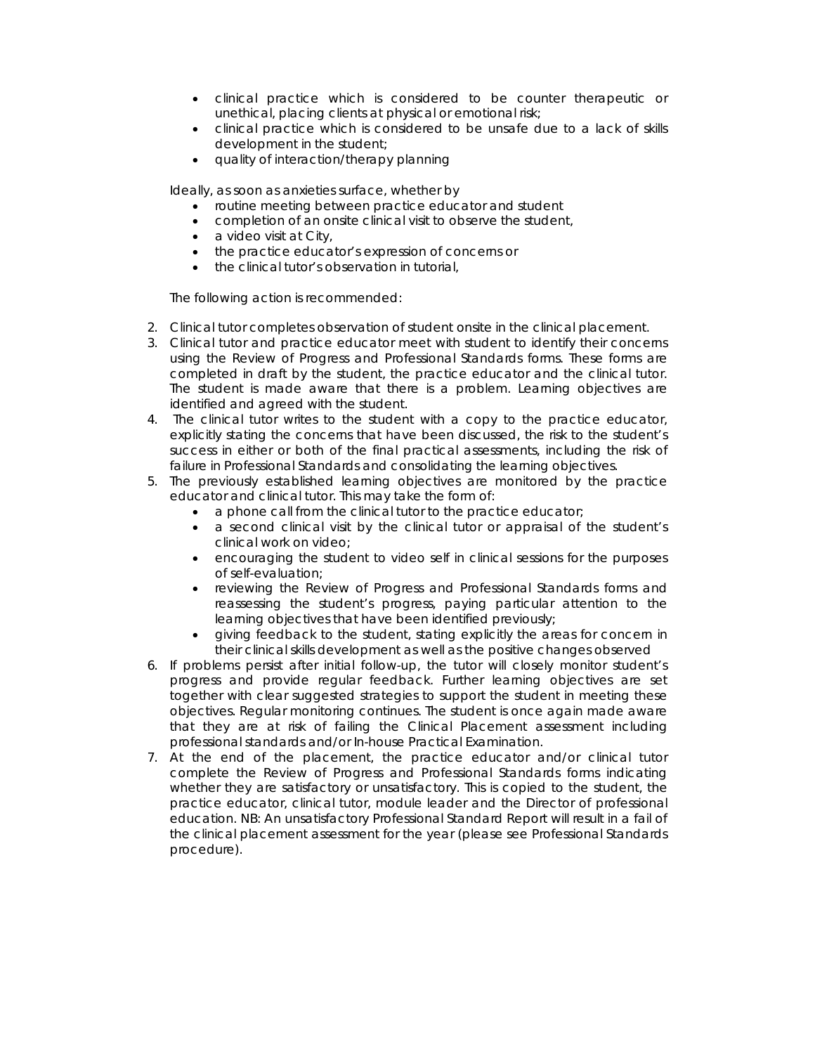- clinical practice which is considered to be counter therapeutic or unethical, placing clients at physical or emotional risk;
- clinical practice which is considered to be unsafe due to a lack of skills development in the student;
- quality of interaction/therapy planning

Ideally, as soon as anxieties surface, whether by

- routine meeting between practice educator and student
- completion of an onsite clinical visit to observe the student,
- a video visit at City,
- the practice educator's expression of concerns or
- the clinical tutor's observation in tutorial,

The following action is recommended:

2. Clinical tutor completes observation of student onsite in the clinical placement.
3. Clinical tutor and practice educator meet with student to identify their concerns using the Review of Progress and Professional Standards forms. These forms are completed in draft by the student, the practice educator and the clinical tutor. The student is made aware that there is a problem. Learning objectives are identified and agreed with the student.
4. The clinical tutor writes to the student with a copy to the practice educator, explicitly stating the concerns that have been discussed, the risk to the student's success in either or both of the final practical assessments, including the risk of failure in Professional Standards and consolidating the learning objectives.
5. The previously established learning objectives are monitored by the practice educator and clinical tutor. This may take the form of:
   - a phone call from the clinical tutor to the practice educator;
   - a second clinical visit by the clinical tutor or appraisal of the student's clinical work on video;
   - encouraging the student to video self in clinical sessions for the purposes of self-evaluation;
   - reviewing the Review of Progress and Professional Standards forms and reassessing the student's progress, paying particular attention to the learning objectives that have been identified previously;
   - giving feedback to the student, stating explicitly the areas for concern in their clinical skills development as well as the positive changes observed
6. If problems persist after initial follow-up, the tutor will closely monitor student's progress and provide regular feedback. Further learning objectives are set together with clear suggested strategies to support the student in meeting these objectives. Regular monitoring continues. The student is once again made aware that they are at risk of failing the Clinical Placement assessment including professional standards and/or In-house Practical Examination.
7. At the end of the placement, the practice educator and/or clinical tutor complete the Review of Progress and Professional Standards forms indicating whether they are satisfactory or unsatisfactory. This is copied to the student, the practice educator, clinical tutor, module leader and the Director of professional education. NB: An unsatisfactory Professional Standard Report will result in a fail of the clinical placement assessment for the year (please see Professional Standards procedure).